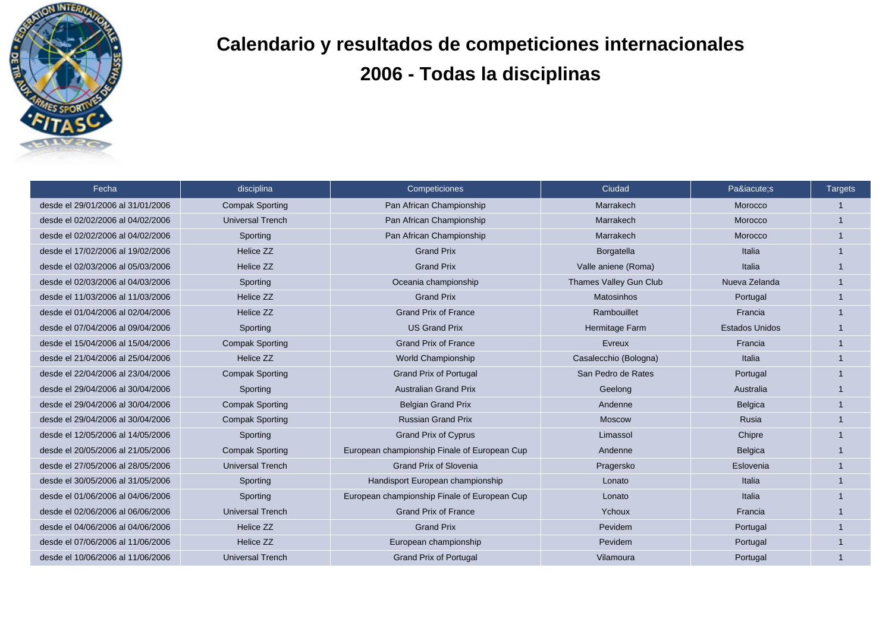# Calendario y resultados de competiciones internacionales

## 2006 - Todas la disciplinas

| Fecha | disciplina | Competiciones | Ciudad | Pa&iacute;s | Targets |
|---|---|---|---|---|---|
| desde el 29/01/2006 al 31/01/2006 | Compak Sporting | Pan African Championship | Marrakech | Morocco | 1 |
| desde el 02/02/2006 al 04/02/2006 | Universal Trench | Pan African Championship | Marrakech | Morocco | 1 |
| desde el 02/02/2006 al 04/02/2006 | Sporting | Pan African Championship | Marrakech | Morocco | 1 |
| desde el 17/02/2006 al 19/02/2006 | Helice ZZ | Grand Prix | Borgatella | Italia | 1 |
| desde el 02/03/2006 al 05/03/2006 | Helice ZZ | Grand Prix | Valle aniene (Roma) | Italia | 1 |
| desde el 02/03/2006 al 04/03/2006 | Sporting | Oceania championship | Thames Valley Gun Club | Nueva Zelanda | 1 |
| desde el 11/03/2006 al 11/03/2006 | Helice ZZ | Grand Prix | Matosinhos | Portugal | 1 |
| desde el 01/04/2006 al 02/04/2006 | Helice ZZ | Grand Prix of France | Rambouillet | Francia | 1 |
| desde el 07/04/2006 al 09/04/2006 | Sporting | US Grand Prix | Hermitage Farm | Estados Unidos | 1 |
| desde el 15/04/2006 al 15/04/2006 | Compak Sporting | Grand Prix of France | Evreux | Francia | 1 |
| desde el 21/04/2006 al 25/04/2006 | Helice ZZ | World Championship | Casalecchio (Bologna) | Italia | 1 |
| desde el 22/04/2006 al 23/04/2006 | Compak Sporting | Grand Prix of Portugal | San Pedro de Rates | Portugal | 1 |
| desde el 29/04/2006 al 30/04/2006 | Sporting | Australian Grand Prix | Geelong | Australia | 1 |
| desde el 29/04/2006 al 30/04/2006 | Compak Sporting | Belgian Grand Prix | Andenne | Belgica | 1 |
| desde el 29/04/2006 al 30/04/2006 | Compak Sporting | Russian Grand Prix | Moscow | Rusia | 1 |
| desde el 12/05/2006 al 14/05/2006 | Sporting | Grand Prix of Cyprus | Limassol | Chipre | 1 |
| desde el 20/05/2006 al 21/05/2006 | Compak Sporting | European championship Finale of European Cup | Andenne | Belgica | 1 |
| desde el 27/05/2006 al 28/05/2006 | Universal Trench | Grand Prix of Slovenia | Pragersko | Eslovenia | 1 |
| desde el 30/05/2006 al 31/05/2006 | Sporting | Handisport European championship | Lonato | Italia | 1 |
| desde el 01/06/2006 al 04/06/2006 | Sporting | European championship Finale of European Cup | Lonato | Italia | 1 |
| desde el 02/06/2006 al 06/06/2006 | Universal Trench | Grand Prix of France | Ychoux | Francia | 1 |
| desde el 04/06/2006 al 04/06/2006 | Helice ZZ | Grand Prix | Pevidem | Portugal | 1 |
| desde el 07/06/2006 al 11/06/2006 | Helice ZZ | European championship | Pevidem | Portugal | 1 |
| desde el 10/06/2006 al 11/06/2006 | Universal Trench | Grand Prix of Portugal | Vilamoura | Portugal | 1 |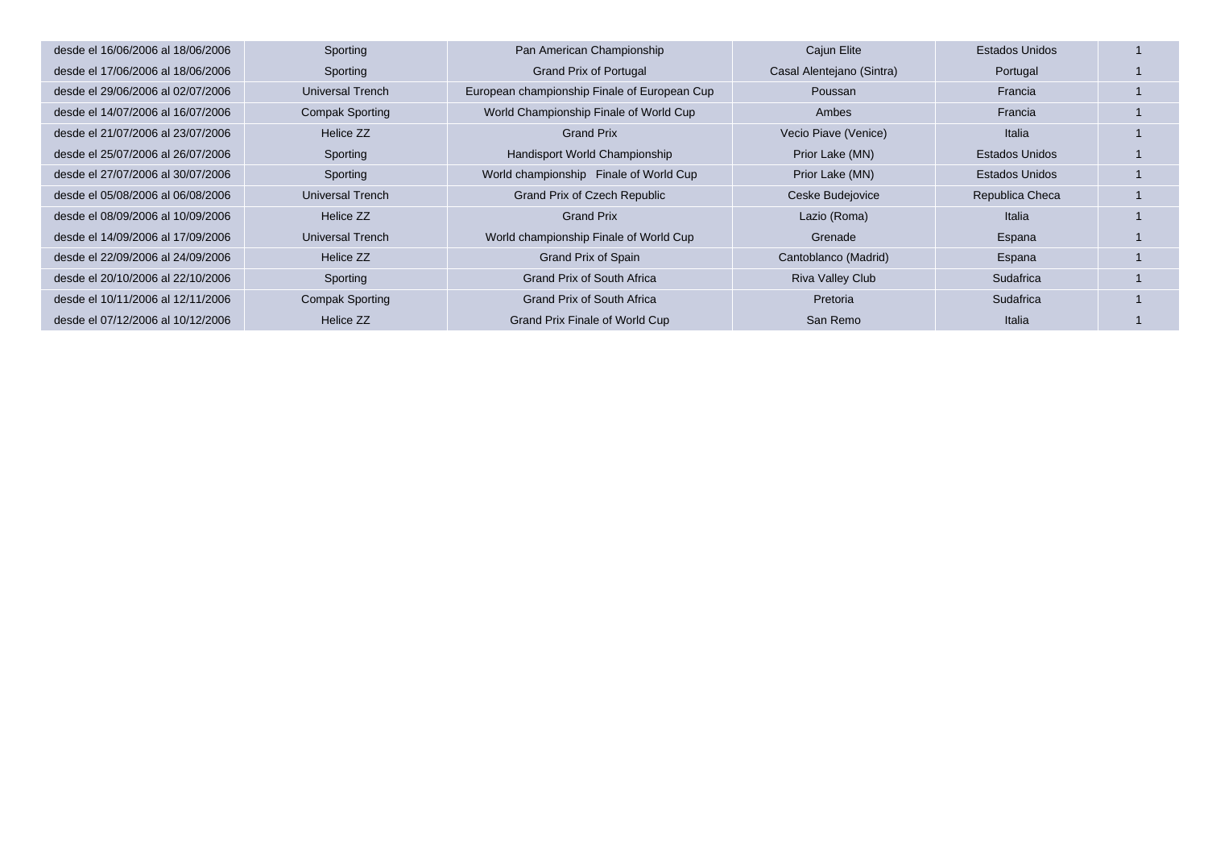| | | | | | |
|---|---|---|---|---|---|
| desde el 16/06/2006 al 18/06/2006 | Sporting | Pan American Championship | Cajun Elite | Estados Unidos | 1 |
| desde el 17/06/2006 al 18/06/2006 | Sporting | Grand Prix of Portugal | Casal Alentejano (Sintra) | Portugal | 1 |
| desde el 29/06/2006 al 02/07/2006 | Universal Trench | European championship Finale of European Cup | Poussan | Francia | 1 |
| desde el 14/07/2006 al 16/07/2006 | Compak Sporting | World Championship Finale of World Cup | Ambes | Francia | 1 |
| desde el 21/07/2006 al 23/07/2006 | Helice ZZ | Grand Prix | Vecio Piave (Venice) | Italia | 1 |
| desde el 25/07/2006 al 26/07/2006 | Sporting | Handisport World Championship | Prior Lake (MN) | Estados Unidos | 1 |
| desde el 27/07/2006 al 30/07/2006 | Sporting | World championship Finale of World Cup | Prior Lake (MN) | Estados Unidos | 1 |
| desde el 05/08/2006 al 06/08/2006 | Universal Trench | Grand Prix of Czech Republic | Ceske Budejovice | Republica Checa | 1 |
| desde el 08/09/2006 al 10/09/2006 | Helice ZZ | Grand Prix | Lazio (Roma) | Italia | 1 |
| desde el 14/09/2006 al 17/09/2006 | Universal Trench | World championship Finale of World Cup | Grenade | Espana | 1 |
| desde el 22/09/2006 al 24/09/2006 | Helice ZZ | Grand Prix of Spain | Cantoblanco (Madrid) | Espana | 1 |
| desde el 20/10/2006 al 22/10/2006 | Sporting | Grand Prix of South Africa | Riva Valley Club | Sudafrica | 1 |
| desde el 10/11/2006 al 12/11/2006 | Compak Sporting | Grand Prix of South Africa | Pretoria | Sudafrica | 1 |
| desde el 07/12/2006 al 10/12/2006 | Helice ZZ | Grand Prix Finale of World Cup | San Remo | Italia | 1 |